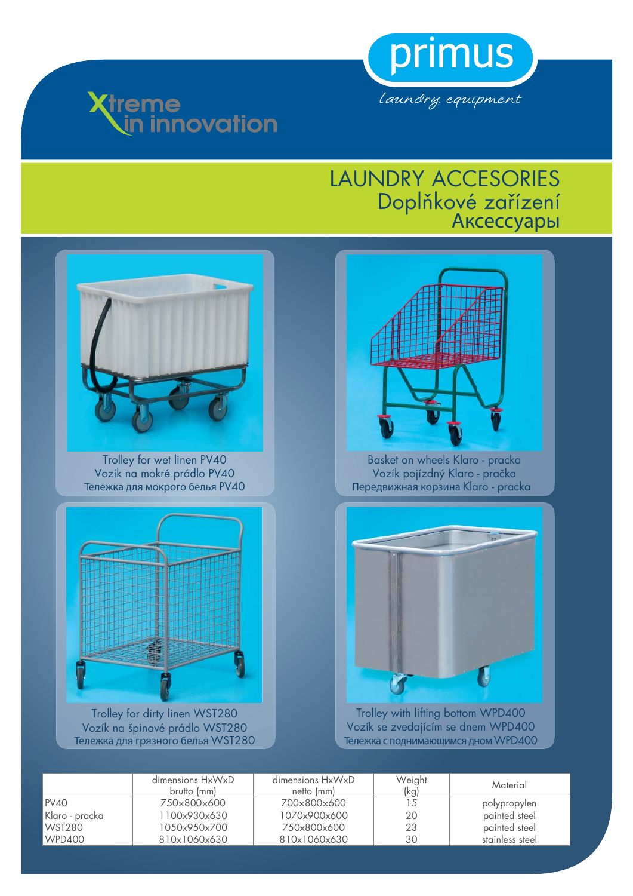primus

*laundry equipment*

Xtreme in innovation

# LAUNDRY ACCESORIES
## Doplňkové zařízení
## Аксессуары

Trolley for wet linen PV40
Vozík na mokré prádlo PV40
Тележка для мокрого белья PV40

Basket on wheels Klaro - pracka
Vozík pojízdný Klaro - pračka
Передвижная корзина Klaro - pracka

Trolley for dirty linen WST280
Vozík na špinavé prádlo WST280
Тележка для грязного белья WST280

Trolley with lifting bottom WPD400
Vozík se zvedajícím se dnem WPD400
Тележка с поднимающимся дном WPD400

| | dimensions HxWxD brutto (mm) | dimensions HxWxD netto (mm) | Weight (kg) | Material |
|---|---|---|---|---|
| PV40 | 750x800x600 | 700x800x600 | 15 | polypropylen |
| Klaro - pracka | 1100x930x630 | 1070x900x600 | 20 | painted steel |
| WST280 | 1050x950x700 | 750x800x600 | 23 | painted steel |
| WPD400 | 810x1060x630 | 810x1060x630 | 30 | stainless steel |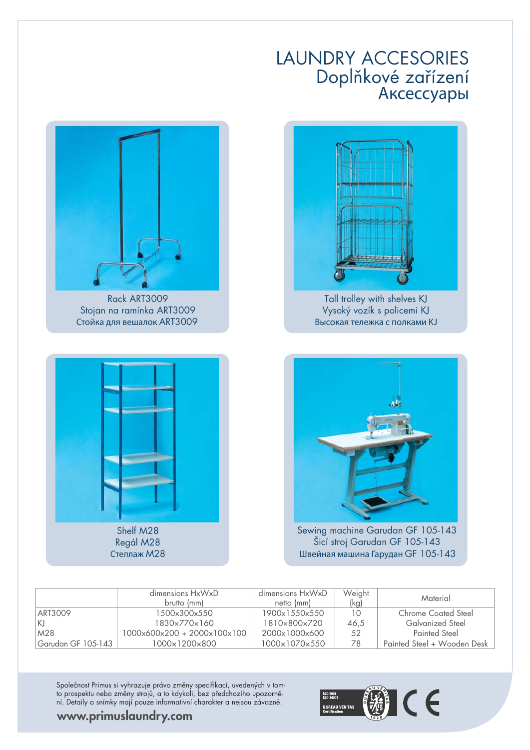# LAUNDRY ACCESORIES
## Doplňkové zařízení
## Аксессуары

Rack ART3009
Stojan na ramínka ART3009
Стойка для вешалок ART3009

Tall trolley with shelves KJ
Vysoký vozík s policemi KJ
Высокая тележка с полками KJ

Shelf M28
Regál M28
Стеллаж M28

Sewing machine Garudan GF 105-143
Šicí stroj Garudan GF 105-143
Швейная машина Гарудан GF 105-143

| | dimensions HxWxD brutto (mm) | dimensions HxWxD netto (mm) | Weight (kg) | Material |
|---|---|---|---|---|
| ART3009 | 1500x300x550 | 1900x1550x550 | 10 | Chrome Coated Steel |
| KJ | 1830x770x160 | 1810x800x720 | 46,5 | Galvanized Steel |
| M28 | 1000x600x200 + 2000x100x100 | 2000x1000x600 | 52 | Painted Steel |
| Garudan GF 105-143 | 1000x1200x800 | 1000x1070x550 | 78 | Painted Steel + Wooden Desk |

Společnost Primus si vyhrazuje právo změny specifikací, uvedených v tomto prospektu nebo změny strojů, a to kdykoli, bez předchozího upozornění. Detaily a snímky mají pouze informativní charakter a nejsou závazné.

**www.primuslaundry.com**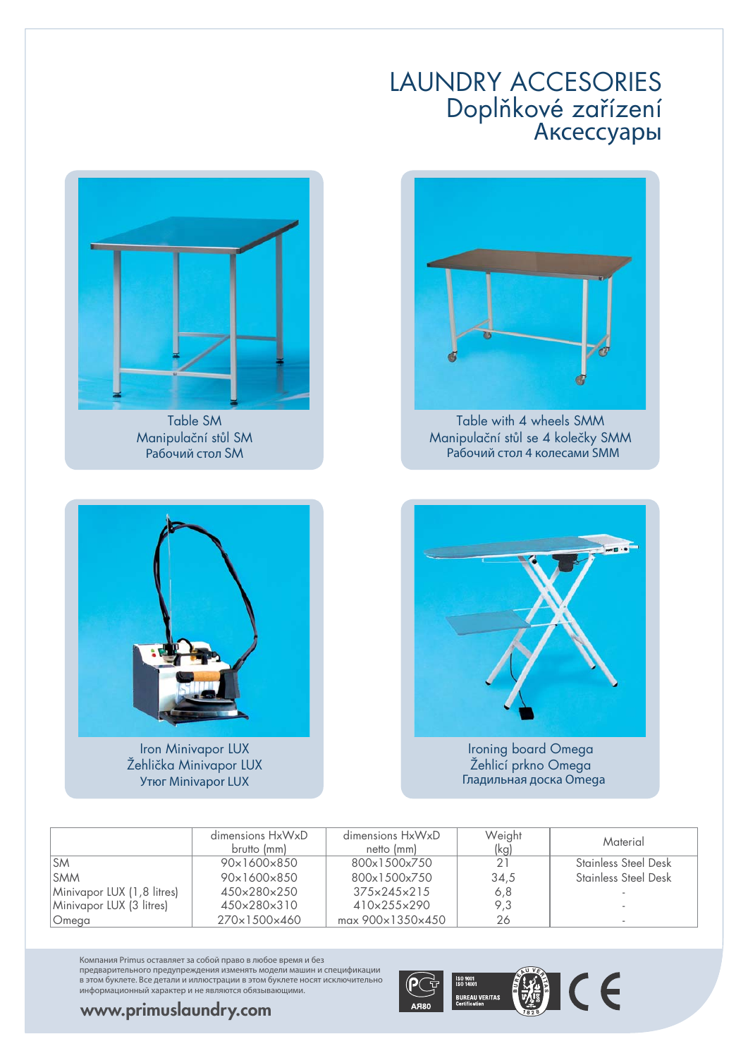# LAUNDRY ACCESORIES
## Doplňkové zařízení
## Аксессуары

Table SM
Manipulační stůl SM
Рабочий стол SM

Table with 4 wheels SMM
Manipulační stůl se 4 kolečky SMM
Рабочий стол 4 колесами SMM

Iron Minivapor LUX
Žehlička Minivapor LUX
Утюг Minivapor LUX

Ironing board Omega
Žehlicí prkno Omega
Гладильная доска Omega

| | dimensions HxWxD brutto (mm) | dimensions HxWxD netto (mm) | Weight (kg) | Material |
|---|---|---|---|---|
| SM | 90×1600×850 | 800×1500×750 | 21 | Stainless Steel Desk |
| SMM | 90×1600×850 | 800×1500×750 | 34,5 | Stainless Steel Desk |
| Minivapor LUX (1,8 litres) | 450×280×250 | 375×245×215 | 6,8 | - |
| Minivapor LUX (3 litres) | 450×280×310 | 410×255×290 | 9,3 | - |
| Omega | 270×1500×460 | max 900×1350×450 | 26 | - |

Компания Primus оставляет за собой право в любое время и без предварительного предупреждения изменять модели машин и спецификации в этом буклете. Все детали и иллюстрации в этом буклете носят исключительно информационный характер и не являются обязывающими.

**www.primuslaundry.com**

АЯ80

ISO 9001 ISO 14001 BUREAU VERITAS Certification

BUREAU VERITAS 1828

CE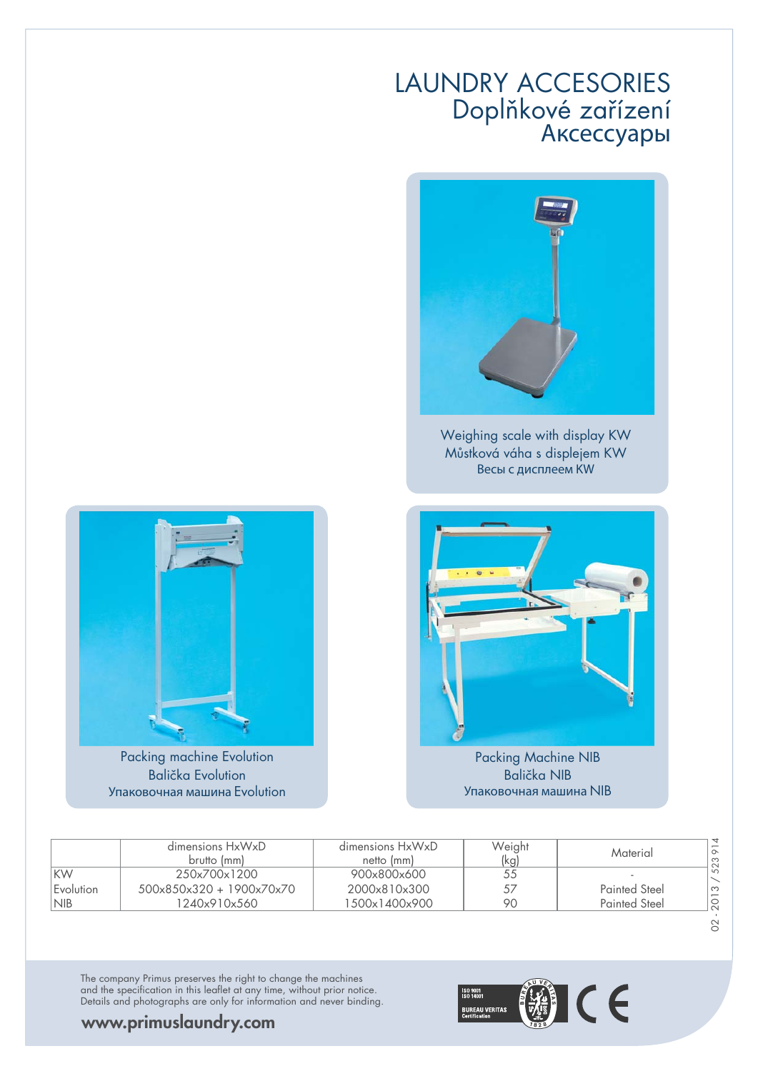# LAUNDRY ACCESORIES
## Doplňkové zařízení
## Аксессуары

Weighing scale with display KW
Můstková váha s displejem KW
Весы с дисплеем KW

Packing machine Evolution
Balička Evolution
Упаковочная машина Evolution

Packing Machine NIB
Balička NIB
Упаковочная машина NIB

| | dimensions HxWxD brutto (mm) | dimensions HxWxD netto (mm) | Weight (kg) | Material |
|---|---|---|---|---|
| KW | 250x700x1200 | 900x800x600 | 55 | - |
| Evolution | 500x850x320 + 1900x70x70 | 2000x810x300 | 57 | Painted Steel |
| NIB | 1240x910x560 | 1500x1400x900 | 90 | Painted Steel |

02 - 2013 / 523 914

The company Primus preserves the right to change the machines and the specification in this leaflet at any time, without prior notice. Details and photographs are only for information and never binding.

**www.primuslaundry.com**

ISO 9001
ISO 14001
BUREAU VERITAS Certification